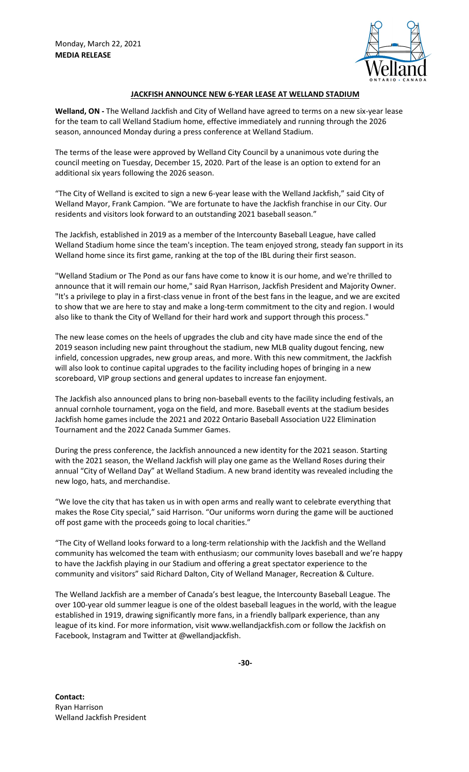Monday, March 22, 2021
**MEDIA RELEASE**

## JACKFISH ANNOUNCE NEW 6-YEAR LEASE AT WELLAND STADIUM

**Welland, ON -** The Welland Jackfish and City of Welland have agreed to terms on a new six-year lease for the team to call Welland Stadium home, effective immediately and running through the 2026 season, announced Monday during a press conference at Welland Stadium.

The terms of the lease were approved by Welland City Council by a unanimous vote during the council meeting on Tuesday, December 15, 2020. Part of the lease is an option to extend for an additional six years following the 2026 season.

"The City of Welland is excited to sign a new 6-year lease with the Welland Jackfish," said City of Welland Mayor, Frank Campion. "We are fortunate to have the Jackfish franchise in our City. Our residents and visitors look forward to an outstanding 2021 baseball season."

The Jackfish, established in 2019 as a member of the Intercounty Baseball League, have called Welland Stadium home since the team's inception. The team enjoyed strong, steady fan support in its Welland home since its first game, ranking at the top of the IBL during their first season.

"Welland Stadium or The Pond as our fans have come to know it is our home, and we're thrilled to announce that it will remain our home," said Ryan Harrison, Jackfish President and Majority Owner. "It's a privilege to play in a first-class venue in front of the best fans in the league, and we are excited to show that we are here to stay and make a long-term commitment to the city and region. I would also like to thank the City of Welland for their hard work and support through this process."

The new lease comes on the heels of upgrades the club and city have made since the end of the 2019 season including new paint throughout the stadium, new MLB quality dugout fencing, new infield, concession upgrades, new group areas, and more. With this new commitment, the Jackfish will also look to continue capital upgrades to the facility including hopes of bringing in a new scoreboard, VIP group sections and general updates to increase fan enjoyment.

The Jackfish also announced plans to bring non-baseball events to the facility including festivals, an annual cornhole tournament, yoga on the field, and more. Baseball events at the stadium besides Jackfish home games include the 2021 and 2022 Ontario Baseball Association U22 Elimination Tournament and the 2022 Canada Summer Games.

During the press conference, the Jackfish announced a new identity for the 2021 season. Starting with the 2021 season, the Welland Jackfish will play one game as the Welland Roses during their annual "City of Welland Day" at Welland Stadium. A new brand identity was revealed including the new logo, hats, and merchandise.

"We love the city that has taken us in with open arms and really want to celebrate everything that makes the Rose City special," said Harrison. "Our uniforms worn during the game will be auctioned off post game with the proceeds going to local charities."

"The City of Welland looks forward to a long-term relationship with the Jackfish and the Welland community has welcomed the team with enthusiasm; our community loves baseball and we're happy to have the Jackfish playing in our Stadium and offering a great spectator experience to the community and visitors" said Richard Dalton, City of Welland Manager, Recreation & Culture.

The Welland Jackfish are a member of Canada's best league, the Intercounty Baseball League. The over 100-year old summer league is one of the oldest baseball leagues in the world, with the league established in 1919, drawing significantly more fans, in a friendly ballpark experience, than any league of its kind. For more information, visit www.wellandjackfish.com or follow the Jackfish on Facebook, Instagram and Twitter at @wellandjackfish.

**-30-**

**Contact:**
Ryan Harrison
Welland Jackfish President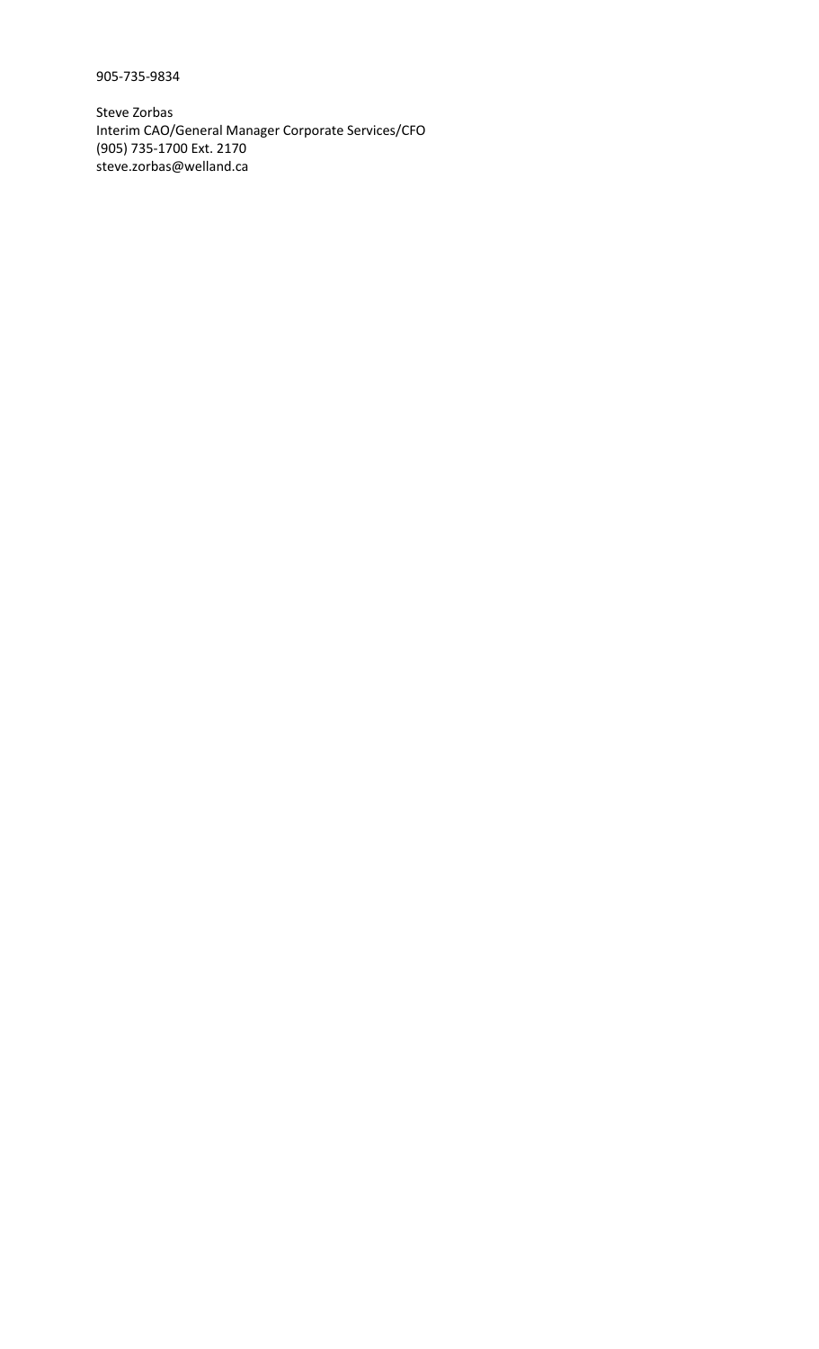905-735-9834

Steve Zorbas  
Interim CAO/General Manager Corporate Services/CFO  
(905) 735-1700 Ext. 2170  
steve.zorbas@welland.ca